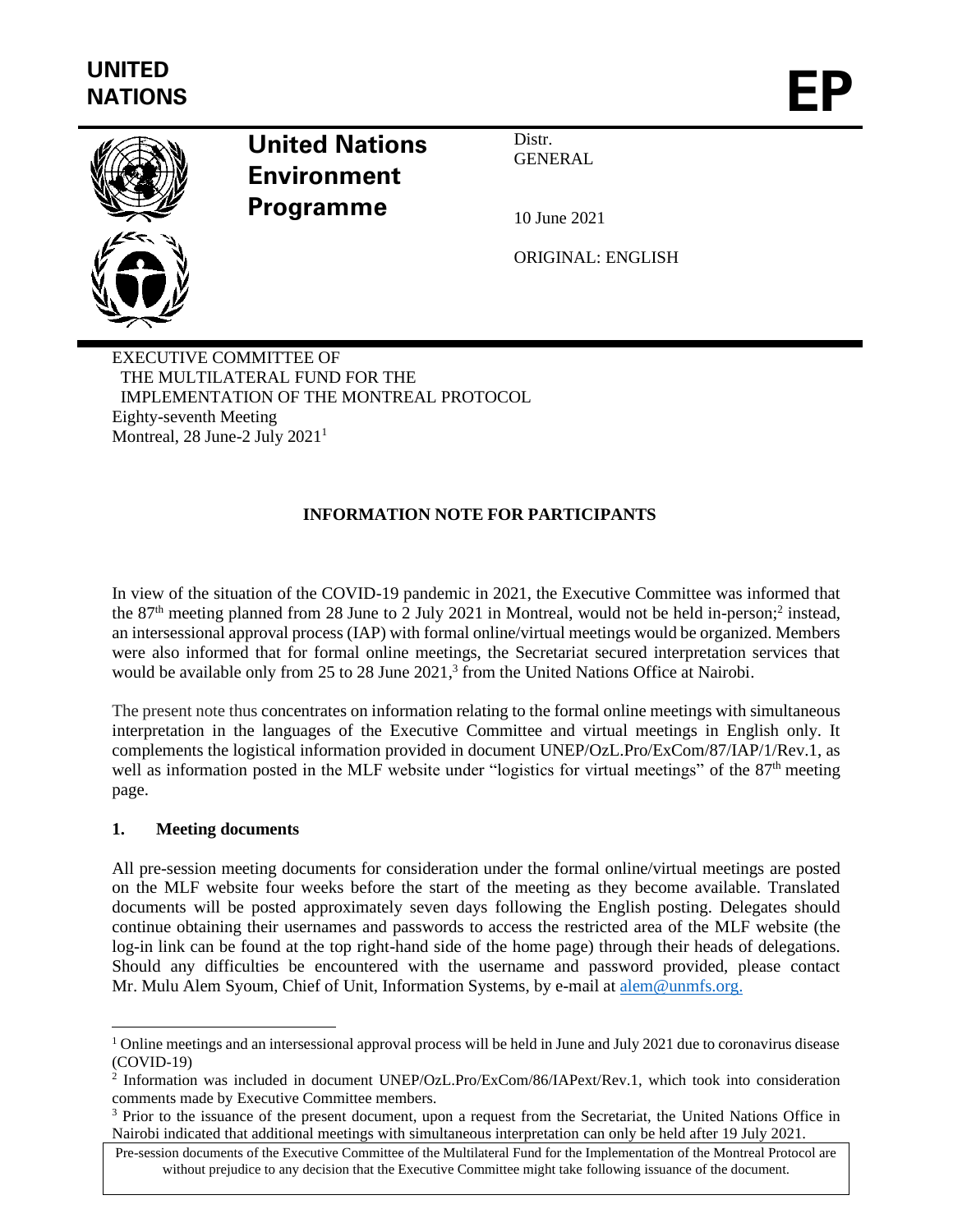**UNITED NATIONS**

**EP**

**United Nations Environment Programme**

Distr.
GENERAL

10 June 2021

ORIGINAL: ENGLISH

EXECUTIVE COMMITTEE OF
THE MULTILATERAL FUND FOR THE
IMPLEMENTATION OF THE MONTREAL PROTOCOL
Eighty-seventh Meeting
Montreal, 28 June-2 July 2021[1]

**INFORMATION NOTE FOR PARTICIPANTS**

In view of the situation of the COVID-19 pandemic in 2021, the Executive Committee was informed that the 87th meeting planned from 28 June to 2 July 2021 in Montreal, would not be held in-person;[2] instead, an intersessional approval process (IAP) with formal online/virtual meetings would be organized. Members were also informed that for formal online meetings, the Secretariat secured interpretation services that would be available only from 25 to 28 June 2021,[3] from the United Nations Office at Nairobi.

The present note thus concentrates on information relating to the formal online meetings with simultaneous interpretation in the languages of the Executive Committee and virtual meetings in English only. It complements the logistical information provided in document UNEP/OzL.Pro/ExCom/87/IAP/1/Rev.1, as well as information posted in the MLF website under "logistics for virtual meetings" of the 87th meeting page.

## 1. Meeting documents

All pre-session meeting documents for consideration under the formal online/virtual meetings are posted on the MLF website four weeks before the start of the meeting as they become available. Translated documents will be posted approximately seven days following the English posting. Delegates should continue obtaining their usernames and passwords to access the restricted area of the MLF website (the log-in link can be found at the top right-hand side of the home page) through their heads of delegations. Should any difficulties be encountered with the username and password provided, please contact Mr. Mulu Alem Syoum, Chief of Unit, Information Systems, by e-mail at alem@unmfs.org.

---

[1] Online meetings and an intersessional approval process will be held in June and July 2021 due to coronavirus disease (COVID-19)

[2] Information was included in document UNEP/OzL.Pro/ExCom/86/IAPext/Rev.1, which took into consideration comments made by Executive Committee members.

[3] Prior to the issuance of the present document, upon a request from the Secretariat, the United Nations Office in Nairobi indicated that additional meetings with simultaneous interpretation can only be held after 19 July 2021.

Pre-session documents of the Executive Committee of the Multilateral Fund for the Implementation of the Montreal Protocol are without prejudice to any decision that the Executive Committee might take following issuance of the document.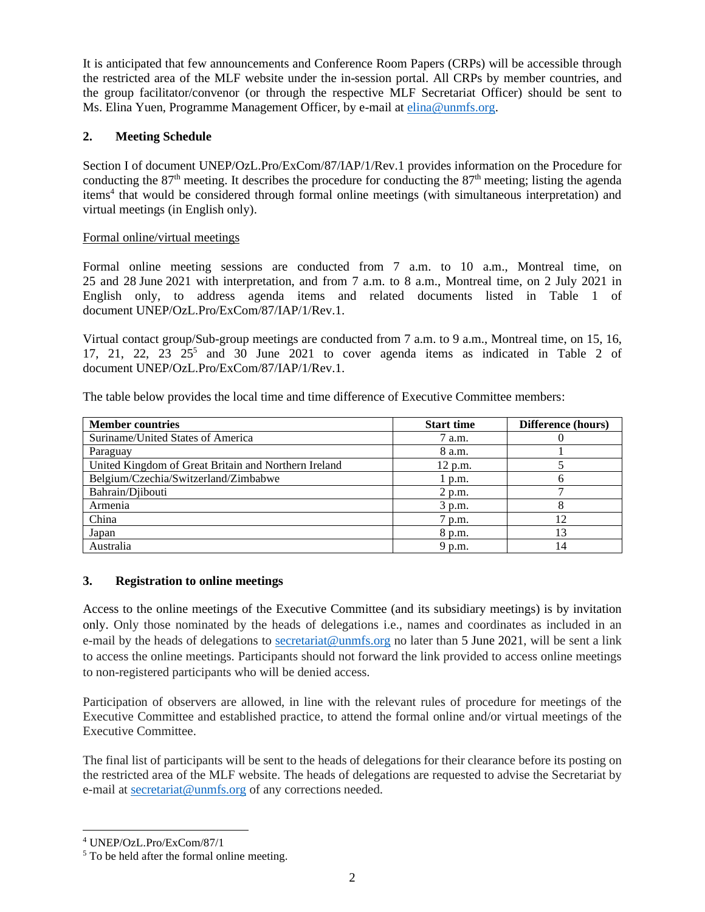It is anticipated that few announcements and Conference Room Papers (CRPs) will be accessible through the restricted area of the MLF website under the in-session portal. All CRPs by member countries, and the group facilitator/convenor (or through the respective MLF Secretariat Officer) should be sent to Ms. Elina Yuen, Programme Management Officer, by e-mail at elina@unmfs.org.

## 2. Meeting Schedule

Section I of document UNEP/OzL.Pro/ExCom/87/IAP/1/Rev.1 provides information on the Procedure for conducting the 87th meeting. It describes the procedure for conducting the 87th meeting; listing the agenda items[4] that would be considered through formal online meetings (with simultaneous interpretation) and virtual meetings (in English only).

Formal online/virtual meetings

Formal online meeting sessions are conducted from 7 a.m. to 10 a.m., Montreal time, on 25 and 28 June 2021 with interpretation, and from 7 a.m. to 8 a.m., Montreal time, on 2 July 2021 in English only, to address agenda items and related documents listed in Table 1 of document UNEP/OzL.Pro/ExCom/87/IAP/1/Rev.1.

Virtual contact group/Sub-group meetings are conducted from 7 a.m. to 9 a.m., Montreal time, on 15, 16, 17, 21, 22, 23 25[5] and 30 June 2021 to cover agenda items as indicated in Table 2 of document UNEP/OzL.Pro/ExCom/87/IAP/1/Rev.1.

The table below provides the local time and time difference of Executive Committee members:

| Member countries | Start time | Difference (hours) |
|---|---|---|
| Suriname/United States of America | 7 a.m. | 0 |
| Paraguay | 8 a.m. | 1 |
| United Kingdom of Great Britain and Northern Ireland | 12 p.m. | 5 |
| Belgium/Czechia/Switzerland/Zimbabwe | 1 p.m. | 6 |
| Bahrain/Djibouti | 2 p.m. | 7 |
| Armenia | 3 p.m. | 8 |
| China | 7 p.m. | 12 |
| Japan | 8 p.m. | 13 |
| Australia | 9 p.m. | 14 |

## 3. Registration to online meetings

Access to the online meetings of the Executive Committee (and its subsidiary meetings) is by invitation only. Only those nominated by the heads of delegations i.e., names and coordinates as included in an e-mail by the heads of delegations to secretariat@unmfs.org no later than 5 June 2021, will be sent a link to access the online meetings. Participants should not forward the link provided to access online meetings to non-registered participants who will be denied access.

Participation of observers are allowed, in line with the relevant rules of procedure for meetings of the Executive Committee and established practice, to attend the formal online and/or virtual meetings of the Executive Committee.

The final list of participants will be sent to the heads of delegations for their clearance before its posting on the restricted area of the MLF website. The heads of delegations are requested to advise the Secretariat by e-mail at secretariat@unmfs.org of any corrections needed.

[4] UNEP/OzL.Pro/ExCom/87/1

[5] To be held after the formal online meeting.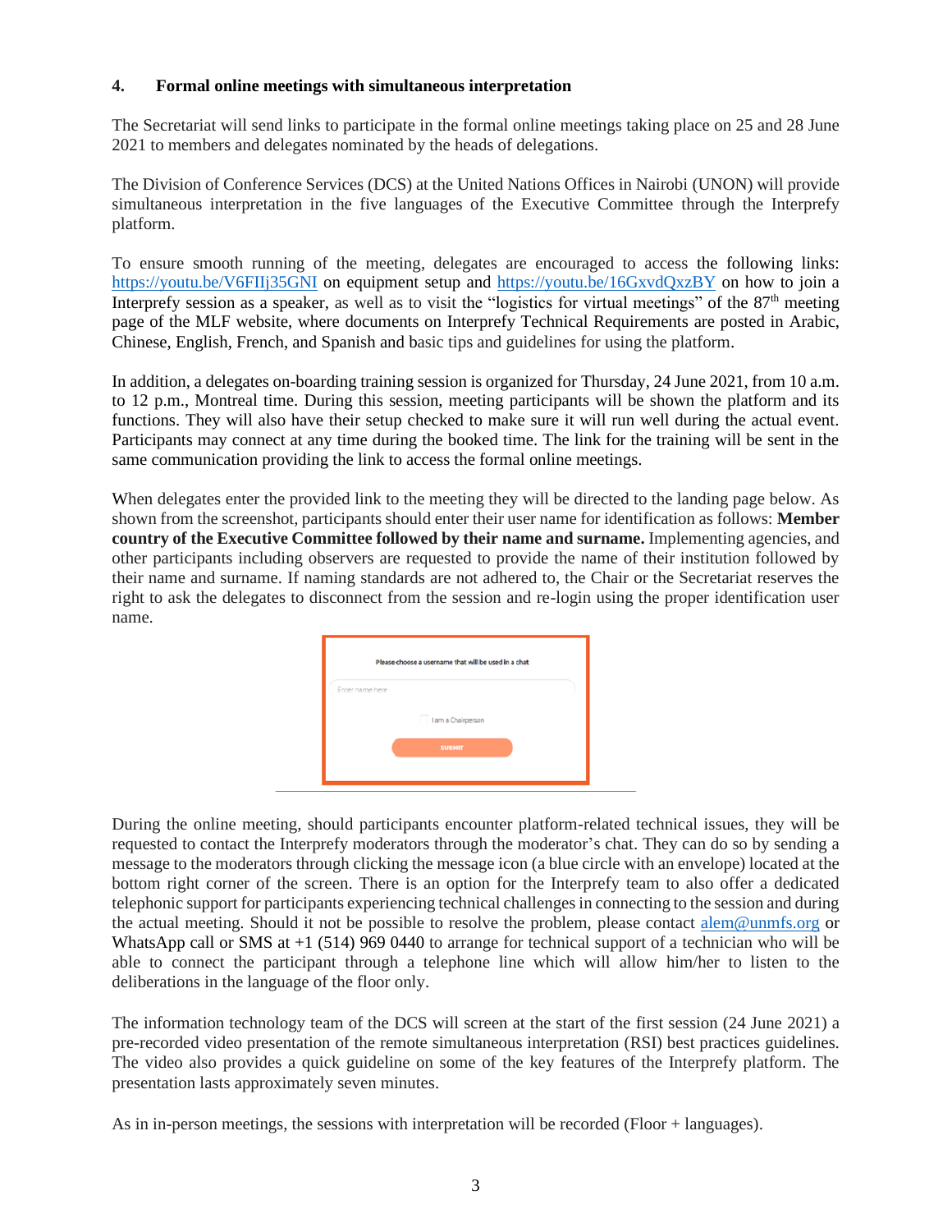### 4. Formal online meetings with simultaneous interpretation

The Secretariat will send links to participate in the formal online meetings taking place on 25 and 28 June 2021 to members and delegates nominated by the heads of delegations.

The Division of Conference Services (DCS) at the United Nations Offices in Nairobi (UNON) will provide simultaneous interpretation in the five languages of the Executive Committee through the Interprefy platform.

To ensure smooth running of the meeting, delegates are encouraged to access the following links: https://youtu.be/V6FIIj35GNI on equipment setup and https://youtu.be/16GxvdQxzBY on how to join a Interprefy session as a speaker, as well as to visit the "logistics for virtual meetings" of the 87th meeting page of the MLF website, where documents on Interprefy Technical Requirements are posted in Arabic, Chinese, English, French, and Spanish and basic tips and guidelines for using the platform.

In addition, a delegates on-boarding training session is organized for Thursday, 24 June 2021, from 10 a.m. to 12 p.m., Montreal time. During this session, meeting participants will be shown the platform and its functions. They will also have their setup checked to make sure it will run well during the actual event. Participants may connect at any time during the booked time. The link for the training will be sent in the same communication providing the link to access the formal online meetings.

When delegates enter the provided link to the meeting they will be directed to the landing page below. As shown from the screenshot, participants should enter their user name for identification as follows: **Member country of the Executive Committee followed by their name and surname.** Implementing agencies, and other participants including observers are requested to provide the name of their institution followed by their name and surname. If naming standards are not adhered to, the Chair or the Secretariat reserves the right to ask the delegates to disconnect from the session and re-login using the proper identification user name.

Please choose a username that will be used in a chat

Enter name here

I am a Chairperson

SUBMIT

During the online meeting, should participants encounter platform-related technical issues, they will be requested to contact the Interprefy moderators through the moderator's chat. They can do so by sending a message to the moderators through clicking the message icon (a blue circle with an envelope) located at the bottom right corner of the screen. There is an option for the Interprefy team to also offer a dedicated telephonic support for participants experiencing technical challenges in connecting to the session and during the actual meeting. Should it not be possible to resolve the problem, please contact alem@unmfs.org or WhatsApp call or SMS at +1 (514) 969 0440 to arrange for technical support of a technician who will be able to connect the participant through a telephone line which will allow him/her to listen to the deliberations in the language of the floor only.

The information technology team of the DCS will screen at the start of the first session (24 June 2021) a pre-recorded video presentation of the remote simultaneous interpretation (RSI) best practices guidelines. The video also provides a quick guideline on some of the key features of the Interprefy platform. The presentation lasts approximately seven minutes.

As in in-person meetings, the sessions with interpretation will be recorded (Floor + languages).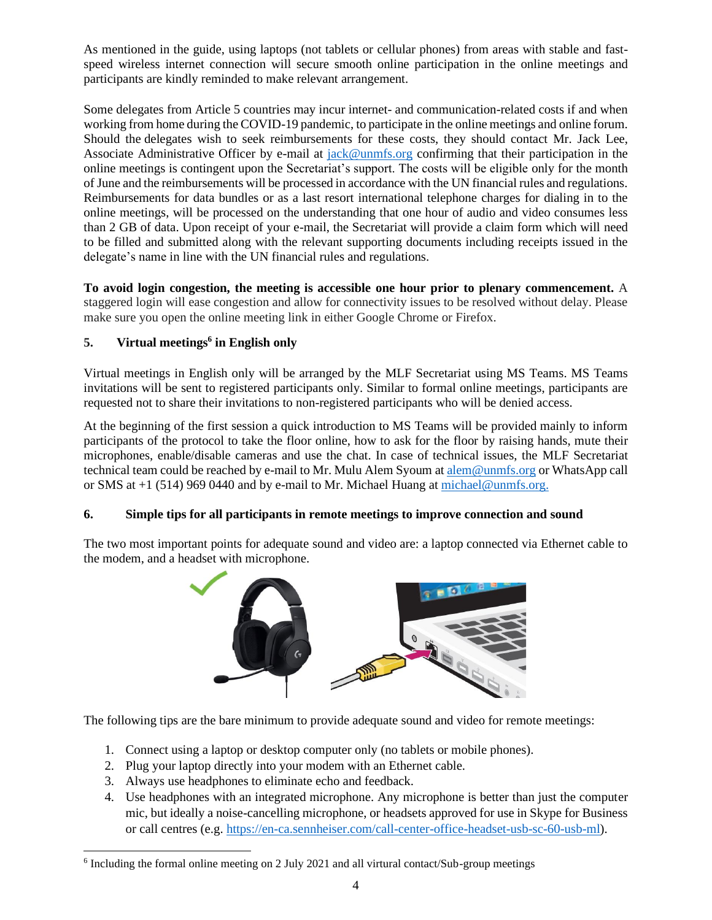As mentioned in the guide, using laptops (not tablets or cellular phones) from areas with stable and fast-speed wireless internet connection will secure smooth online participation in the online meetings and participants are kindly reminded to make relevant arrangement.

Some delegates from Article 5 countries may incur internet- and communication-related costs if and when working from home during the COVID-19 pandemic, to participate in the online meetings and online forum. Should the delegates wish to seek reimbursements for these costs, they should contact Mr. Jack Lee, Associate Administrative Officer by e-mail at jack@unmfs.org confirming that their participation in the online meetings is contingent upon the Secretariat's support. The costs will be eligible only for the month of June and the reimbursements will be processed in accordance with the UN financial rules and regulations. Reimbursements for data bundles or as a last resort international telephone charges for dialing in to the online meetings, will be processed on the understanding that one hour of audio and video consumes less than 2 GB of data. Upon receipt of your e-mail, the Secretariat will provide a claim form which will need to be filled and submitted along with the relevant supporting documents including receipts issued in the delegate's name in line with the UN financial rules and regulations.

**To avoid login congestion, the meeting is accessible one hour prior to plenary commencement.** A staggered login will ease congestion and allow for connectivity issues to be resolved without delay. Please make sure you open the online meeting link in either Google Chrome or Firefox.

## 5. Virtual meetings[6] in English only

Virtual meetings in English only will be arranged by the MLF Secretariat using MS Teams. MS Teams invitations will be sent to registered participants only. Similar to formal online meetings, participants are requested not to share their invitations to non-registered participants who will be denied access.

At the beginning of the first session a quick introduction to MS Teams will be provided mainly to inform participants of the protocol to take the floor online, how to ask for the floor by raising hands, mute their microphones, enable/disable cameras and use the chat. In case of technical issues, the MLF Secretariat technical team could be reached by e-mail to Mr. Mulu Alem Syoum at alem@unmfs.org or WhatsApp call or SMS at +1 (514) 969 0440 and by e-mail to Mr. Michael Huang at michael@unmfs.org.

## 6. Simple tips for all participants in remote meetings to improve connection and sound

The two most important points for adequate sound and video are: a laptop connected via Ethernet cable to the modem, and a headset with microphone.

The following tips are the bare minimum to provide adequate sound and video for remote meetings:

1. Connect using a laptop or desktop computer only (no tablets or mobile phones).
2. Plug your laptop directly into your modem with an Ethernet cable.
3. Always use headphones to eliminate echo and feedback.
4. Use headphones with an integrated microphone. Any microphone is better than just the computer mic, but ideally a noise-cancelling microphone, or headsets approved for use in Skype for Business or call centres (e.g. https://en-ca.sennheiser.com/call-center-office-headset-usb-sc-60-usb-ml).

[6] Including the formal online meeting on 2 July 2021 and all virtual contact/Sub-group meetings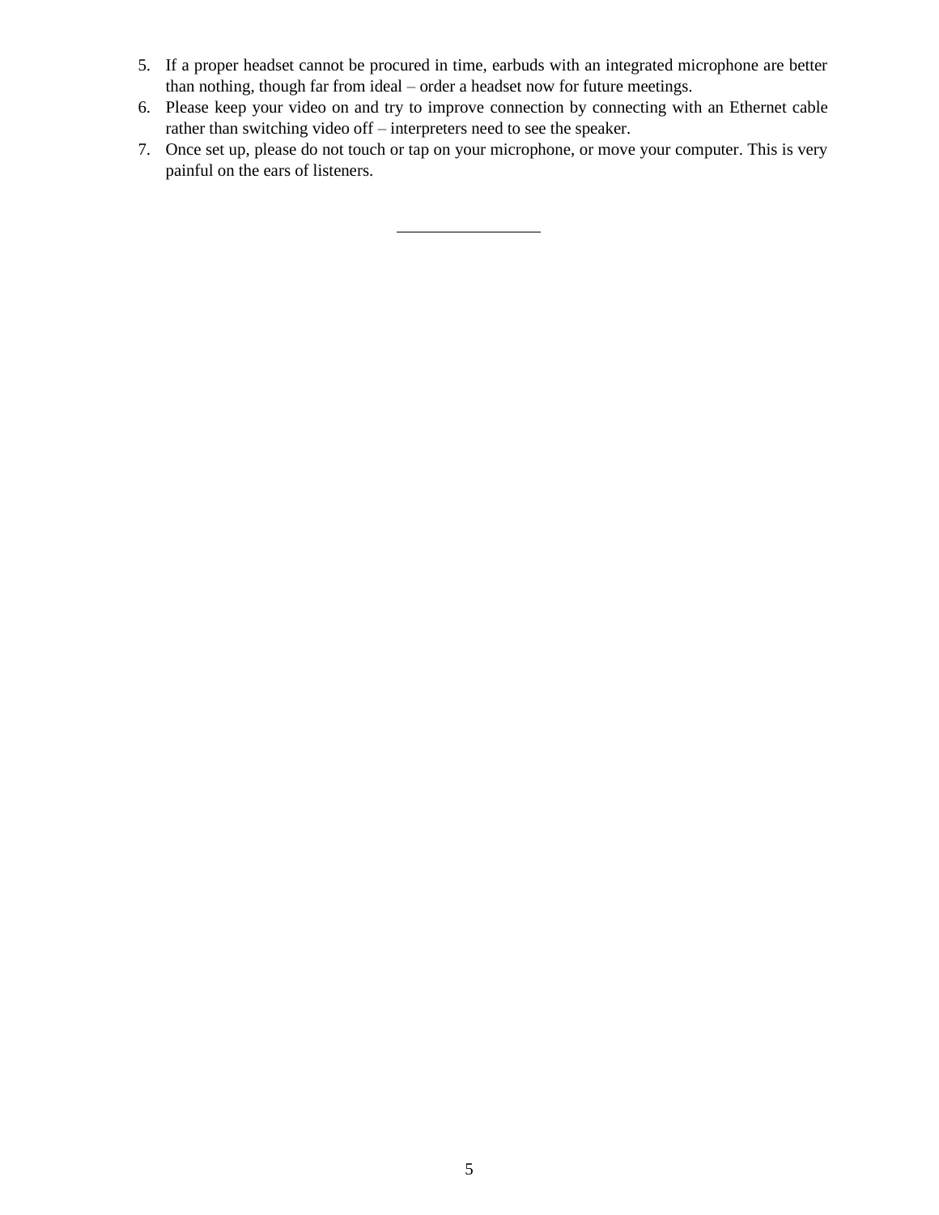5. If a proper headset cannot be procured in time, earbuds with an integrated microphone are better than nothing, though far from ideal – order a headset now for future meetings.
6. Please keep your video on and try to improve connection by connecting with an Ethernet cable rather than switching video off – interpreters need to see the speaker.
7. Once set up, please do not touch or tap on your microphone, or move your computer. This is very painful on the ears of listeners.

---